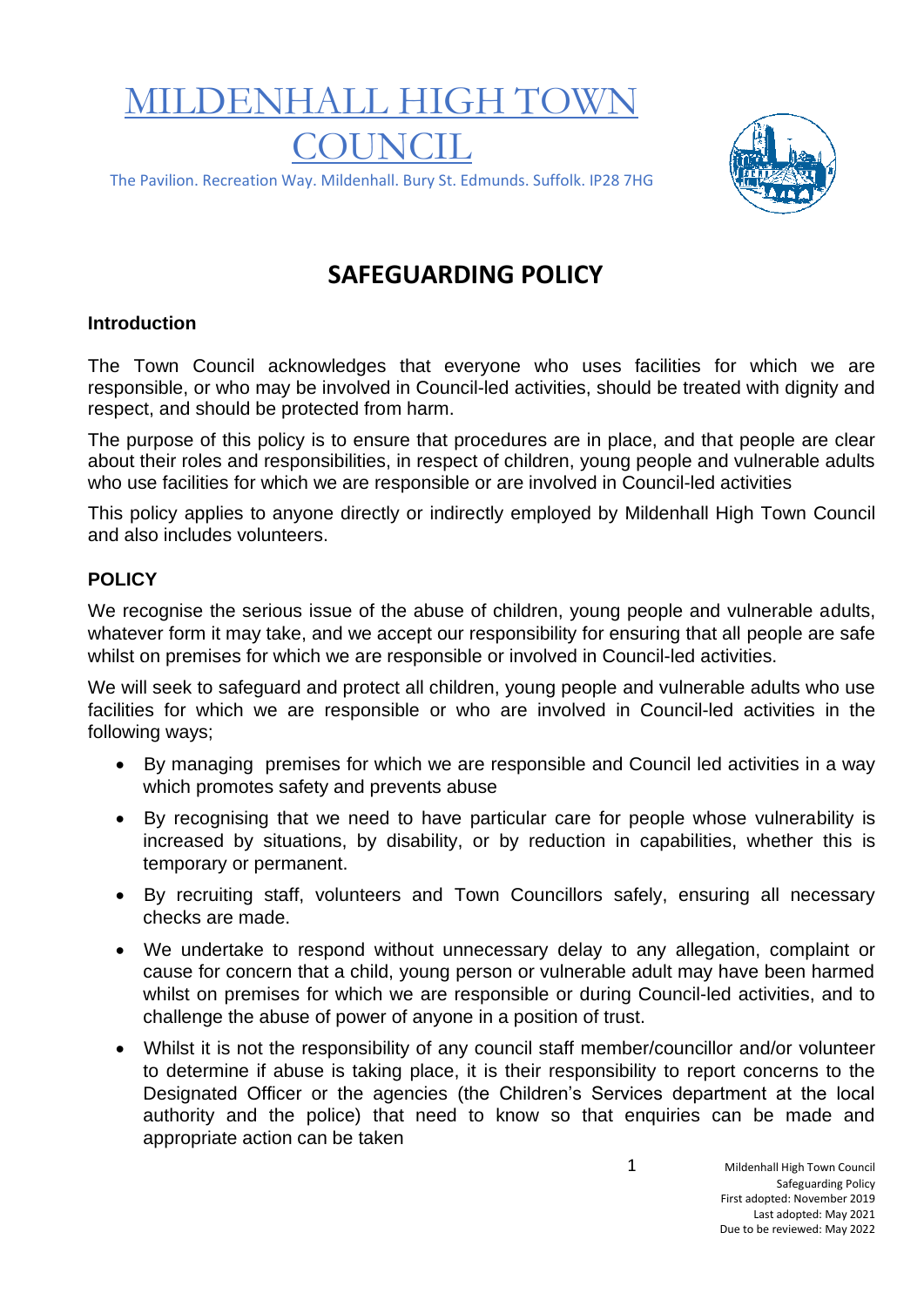# MILDENHALL HIGH TOWN COUNCIL

The Pavilion. Recreation Way. Mildenhall. Bury St. Edmunds. Suffolk. IP28 7HG

## SAFEGUARDING POLICY

### Introduction

The Town Council acknowledges that everyone who uses facilities for which we are responsible, or who may be involved in Council-led activities, should be treated with dignity and respect, and should be protected from harm.

The purpose of this policy is to ensure that procedures are in place, and that people are clear about their roles and responsibilities, in respect of children, young people and vulnerable adults who use facilities for which we are responsible or are involved in Council-led activities

This policy applies to anyone directly or indirectly employed by Mildenhall High Town Council and also includes volunteers.

### POLICY

We recognise the serious issue of the abuse of children, young people and vulnerable adults, whatever form it may take, and we accept our responsibility for ensuring that all people are safe whilst on premises for which we are responsible or involved in Council-led activities.

We will seek to safeguard and protect all children, young people and vulnerable adults who use facilities for which we are responsible or who are involved in Council-led activities in the following ways;

- By managing premises for which we are responsible and Council led activities in a way which promotes safety and prevents abuse
- By recognising that we need to have particular care for people whose vulnerability is increased by situations, by disability, or by reduction in capabilities, whether this is temporary or permanent.
- By recruiting staff, volunteers and Town Councillors safely, ensuring all necessary checks are made.
- We undertake to respond without unnecessary delay to any allegation, complaint or cause for concern that a child, young person or vulnerable adult may have been harmed whilst on premises for which we are responsible or during Council-led activities, and to challenge the abuse of power of anyone in a position of trust.
- Whilst it is not the responsibility of any council staff member/councillor and/or volunteer to determine if abuse is taking place, it is their responsibility to report concerns to the Designated Officer or the agencies (the Children's Services department at the local authority and the police) that need to know so that enquiries can be made and appropriate action can be taken

Mildenhall High Town Council
Safeguarding Policy
First adopted: November 2019
Last adopted: May 2021
Due to be reviewed: May 2022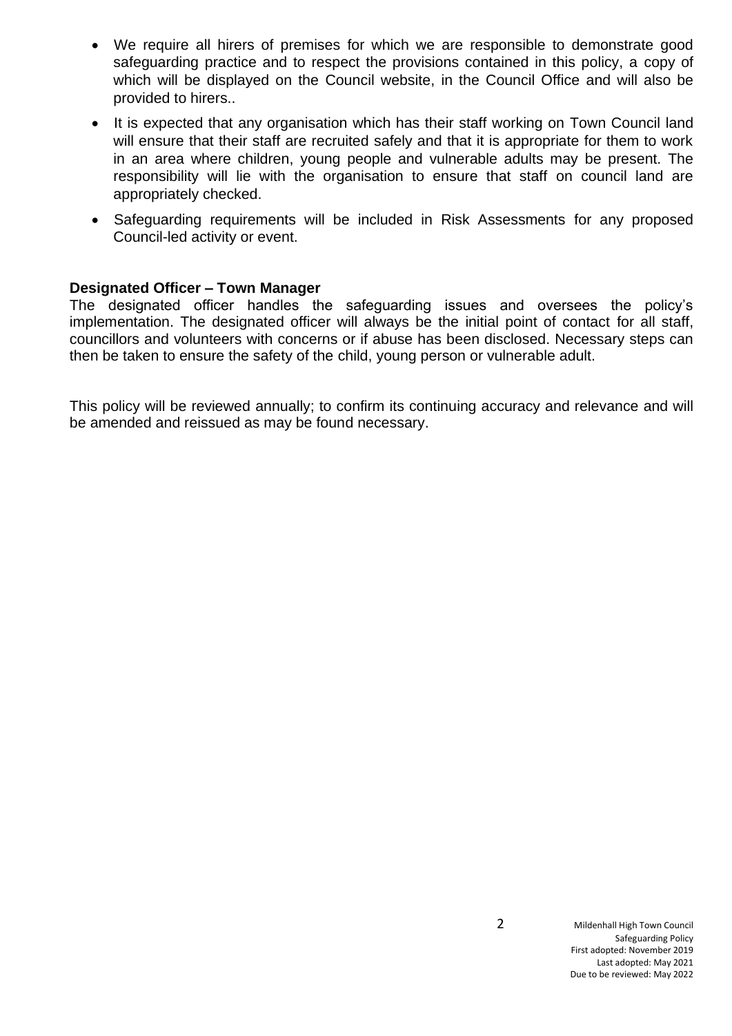- We require all hirers of premises for which we are responsible to demonstrate good safeguarding practice and to respect the provisions contained in this policy, a copy of which will be displayed on the Council website, in the Council Office and will also be provided to hirers..
- It is expected that any organisation which has their staff working on Town Council land will ensure that their staff are recruited safely and that it is appropriate for them to work in an area where children, young people and vulnerable adults may be present. The responsibility will lie with the organisation to ensure that staff on council land are appropriately checked.
- Safeguarding requirements will be included in Risk Assessments for any proposed Council-led activity or event.

**Designated Officer – Town Manager**

The designated officer handles the safeguarding issues and oversees the policy's implementation. The designated officer will always be the initial point of contact for all staff, councillors and volunteers with concerns or if abuse has been disclosed. Necessary steps can then be taken to ensure the safety of the child, young person or vulnerable adult.

This policy will be reviewed annually; to confirm its continuing accuracy and relevance and will be amended and reissued as may be found necessary.